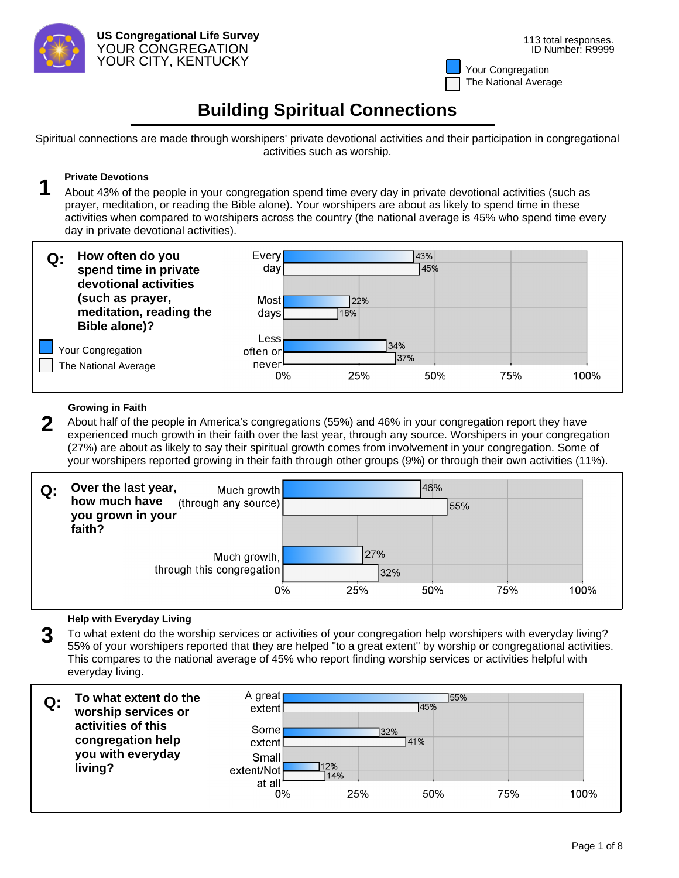**US Congregational Life Survey**
YOUR CONGREGATION
YOUR CITY, KENTUCKY

113 total responses.
ID Number: R9999

# Building Spiritual Connections

Spiritual connections are made through worshipers' private devotional activities and their participation in congregational activities such as worship.

## 1 Private Devotions

About 43% of the people in your congregation spend time every day in private devotional activities (such as prayer, meditation, or reading the Bible alone). Your worshipers are about as likely to spend time in these activities when compared to worshipers across the country (the national average is 45% who spend time every day in private devotional activities).

**Q: How often do you spend time in private devotional activities (such as prayer, meditation, reading the Bible alone)?**

| | Your Congregation | The National Average |
|---|---|---|
| Every day | 43% | 45% |
| Most days | 22% | 18% |
| Less often or never | 34% | 37% |

## 2 Growing in Faith

About half of the people in America's congregations (55%) and 46% in your congregation report they have experienced much growth in their faith over the last year, through any source. Worshipers in your congregation (27%) are about as likely to say their spiritual growth comes from involvement in your congregation. Some of your worshipers reported growing in their faith through other groups (9%) or through their own activities (11%).

**Q: Over the last year, how much have you grown in your faith?**

| | Your Congregation | The National Average |
|---|---|---|
| Much growth (through any source) | 46% | 55% |
| Much growth, through this congregation | 27% | 32% |

## 3 Help with Everyday Living

To what extent do the worship services or activities of your congregation help worshipers with everyday living? 55% of your worshipers reported that they are helped "to a great extent" by worship or congregational activities. This compares to the national average of 45% who report finding worship services or activities helpful with everyday living.

**Q: To what extent do the worship services or activities of this congregation help you with everyday living?**

| | Your Congregation | The National Average |
|---|---|---|
| A great extent | 55% | 45% |
| Some extent | 32% | 41% |
| Small extent/Not at all | 12% | 14% |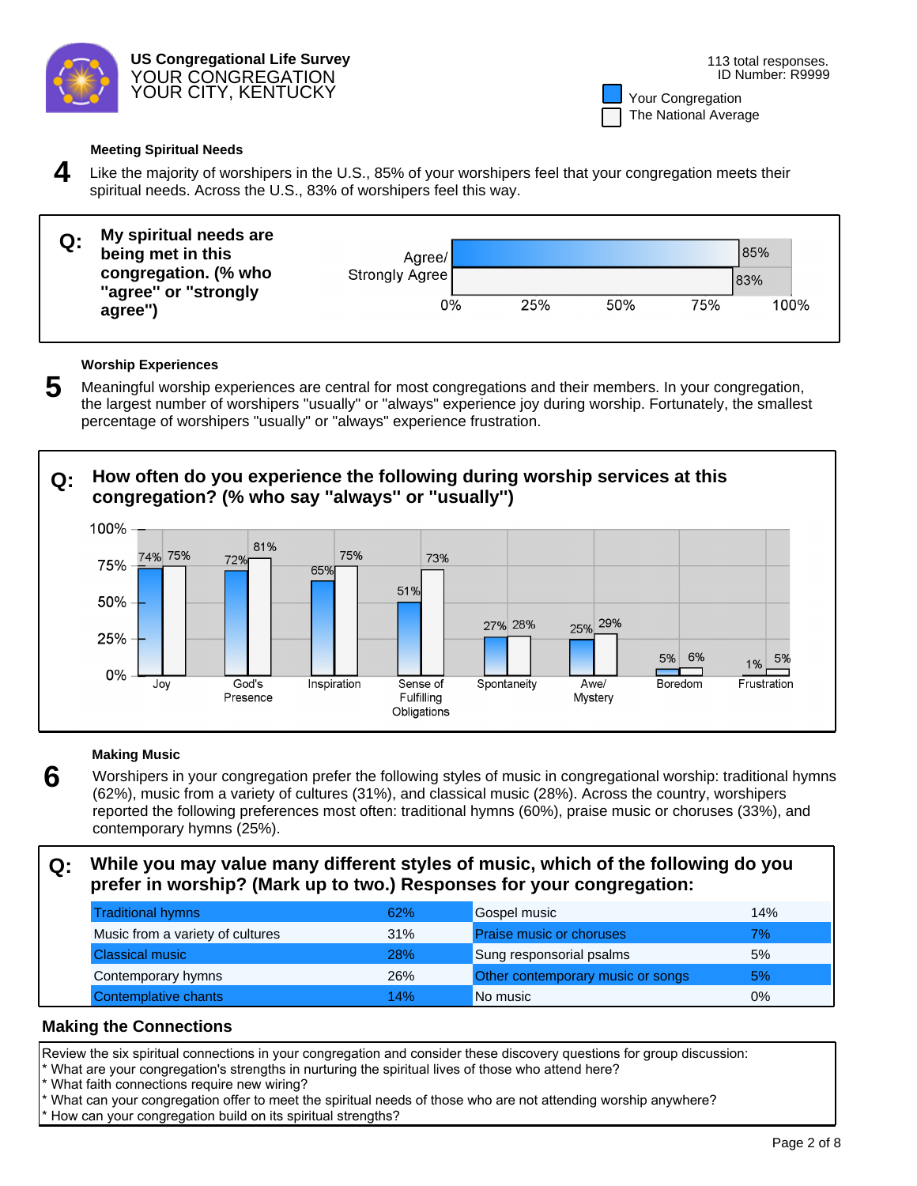**US Congregational Life Survey**
YOUR CONGREGATION
YOUR CITY, KENTUCKY

113 total responses.
ID Number: R9999

Your Congregation
The National Average

### 4 Meeting Spiritual Needs

Like the majority of worshipers in the U.S., 85% of your worshipers feel that your congregation meets their spiritual needs. Across the U.S., 83% of worshipers feel this way.

**Q: My spiritual needs are being met in this congregation. (% who "agree" or "strongly agree")**

| | Your Congregation | The National Average |
|---|---|---|
| Agree/ Strongly Agree | 85% | 83% |

### 5 Worship Experiences

Meaningful worship experiences are central for most congregations and their members. In your congregation, the largest number of worshipers "usually" or "always" experience joy during worship. Fortunately, the smallest percentage of worshipers "usually" or "always" experience frustration.

**Q: How often do you experience the following during worship services at this congregation? (% who say "always" or "usually")**

| | Your Congregation | The National Average |
|---|---|---|
| Joy | 74% | 75% |
| God's Presence | 72% | 81% |
| Inspiration | 65% | 75% |
| Sense of Fulfilling Obligations | 51% | 73% |
| Spontaneity | 27% | 28% |
| Awe/ Mystery | 25% | 29% |
| Boredom | 5% | 6% |
| Frustration | 1% | 5% |

### 6 Making Music

Worshipers in your congregation prefer the following styles of music in congregational worship: traditional hymns (62%), music from a variety of cultures (31%), and classical music (28%). Across the country, worshipers reported the following preferences most often: traditional hymns (60%), praise music or choruses (33%), and contemporary hymns (25%).

**Q: While you may value many different styles of music, which of the following do you prefer in worship? (Mark up to two.) Responses for your congregation:**

| | | | |
|---|---|---|---|
| Traditional hymns | 62% | Gospel music | 14% |
| Music from a variety of cultures | 31% | Praise music or choruses | 7% |
| Classical music | 28% | Sung responsorial psalms | 5% |
| Contemporary hymns | 26% | Other contemporary music or songs | 5% |
| Contemplative chants | 14% | No music | 0% |

### Making the Connections

Review the six spiritual connections in your congregation and consider these discovery questions for group discussion:
* What are your congregation's strengths in nurturing the spiritual lives of those who attend here?
* What faith connections require new wiring?
* What can your congregation offer to meet the spiritual needs of those who are not attending worship anywhere?
* How can your congregation build on its spiritual strengths?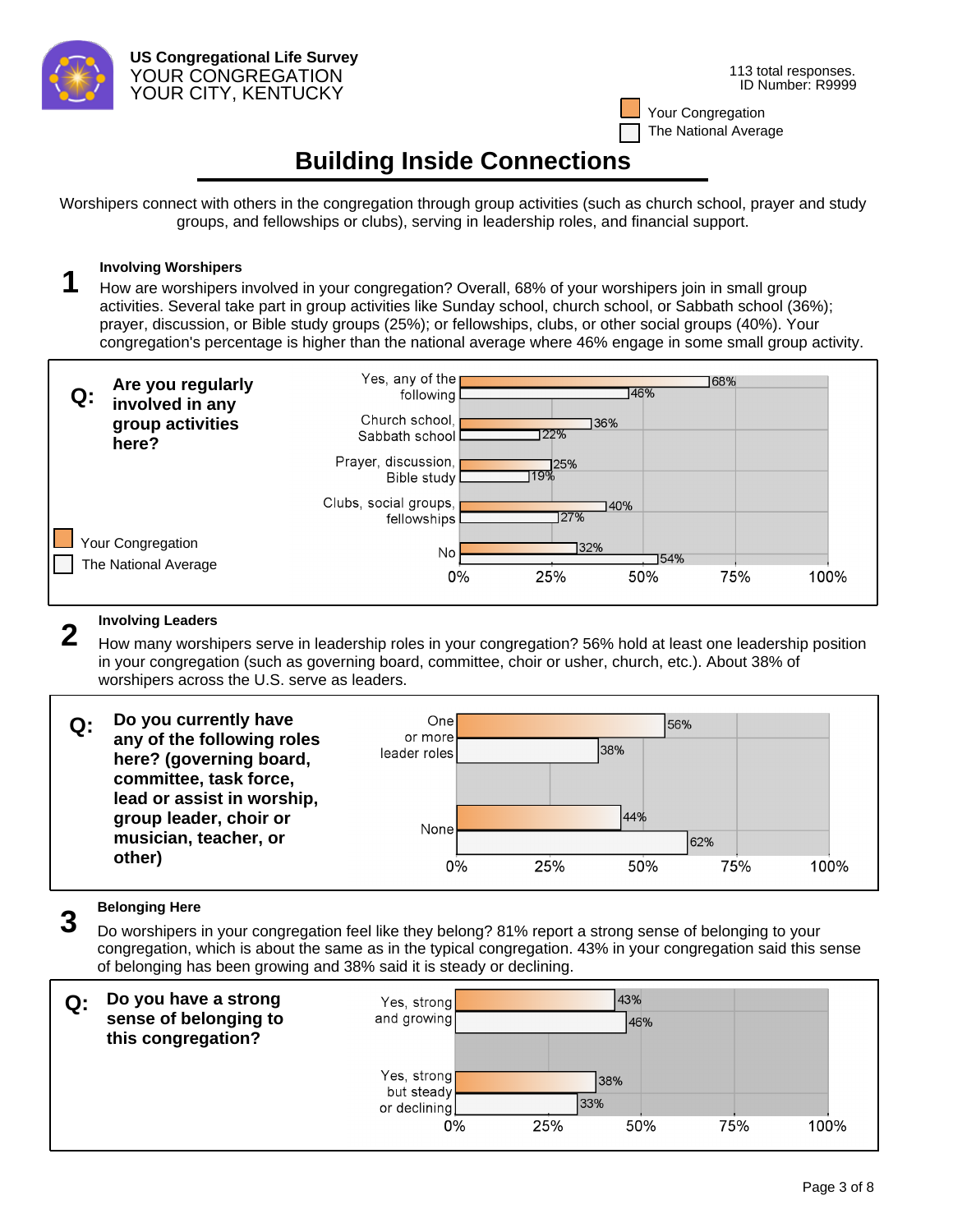**US Congregational Life Survey**
YOUR CONGREGATION
YOUR CITY, KENTUCKY

113 total responses.
ID Number: R9999

Your Congregation
The National Average

# Building Inside Connections

Worshipers connect with others in the congregation through group activities (such as church school, prayer and study groups, and fellowships or clubs), serving in leadership roles, and financial support.

## 1 Involving Worshipers

How are worshipers involved in your congregation? Overall, 68% of your worshipers join in small group activities. Several take part in group activities like Sunday school, church school, or Sabbath school (36%); prayer, discussion, or Bible study groups (25%); or fellowships, clubs, or other social groups (40%). Your congregation's percentage is higher than the national average where 46% engage in some small group activity.

**Q: Are you regularly involved in any group activities here?**

| | Your Congregation | The National Average |
|---|---|---|
| Yes, any of the following | 68% | 46% |
| Church school, Sabbath school | 36% | 22% |
| Prayer, discussion, Bible study | 25% | 19% |
| Clubs, social groups, fellowships | 40% | 27% |
| No | 32% | 54% |

## 2 Involving Leaders

How many worshipers serve in leadership roles in your congregation? 56% hold at least one leadership position in your congregation (such as governing board, committee, choir or usher, church, etc.). About 38% of worshipers across the U.S. serve as leaders.

**Q: Do you currently have any of the following roles here? (governing board, committee, task force, lead or assist in worship, group leader, choir or musician, teacher, or other)**

| | Your Congregation | The National Average |
|---|---|---|
| One or more leader roles | 56% | 38% |
| None | 44% | 62% |

## 3 Belonging Here

Do worshipers in your congregation feel like they belong? 81% report a strong sense of belonging to your congregation, which is about the same as in the typical congregation. 43% in your congregation said this sense of belonging has been growing and 38% said it is steady or declining.

**Q: Do you have a strong sense of belonging to this congregation?**

| | Your Congregation | The National Average |
|---|---|---|
| Yes, strong and growing | 43% | 46% |
| Yes, strong but steady or declining | 38% | 33% |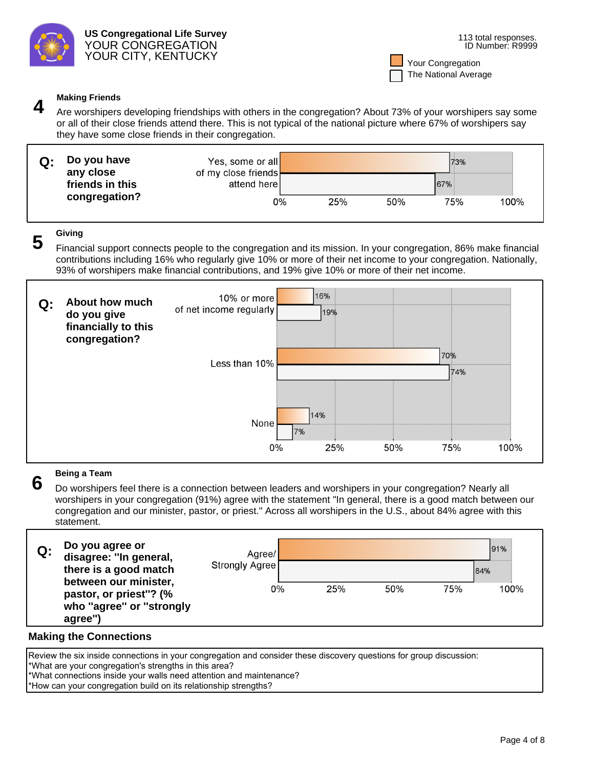**US Congregational Life Survey**
YOUR CONGREGATION
YOUR CITY, KENTUCKY

113 total responses.
ID Number: R9999

Your Congregation
The National Average

## 4 Making Friends

Are worshipers developing friendships with others in the congregation? About 73% of your worshipers say some or all of their close friends attend there. This is not typical of the national picture where 67% of worshipers say they have some close friends in their congregation.

**Q: Do you have any close friends in this congregation?**

| Response | Your Congregation | The National Average |
| --- | --- | --- |
| Yes, some or all of my close friends attend here | 73% | 67% |

## 5 Giving

Financial support connects people to the congregation and its mission. In your congregation, 86% make financial contributions including 16% who regularly give 10% or more of their net income to your congregation. Nationally, 93% of worshipers make financial contributions, and 19% give 10% or more of their net income.

**Q: About how much do you give financially to this congregation?**

| Response | Your Congregation | The National Average |
| --- | --- | --- |
| 10% or more of net income regularly | 16% | 19% |
| Less than 10% | 70% | 74% |
| None | 14% | 7% |

## 6 Being a Team

Do worshipers feel there is a connection between leaders and worshipers in your congregation? Nearly all worshipers in your congregation (91%) agree with the statement "In general, there is a good match between our congregation and our minister, pastor, or priest." Across all worshipers in the U.S., about 84% agree with this statement.

**Q: Do you agree or disagree: "In general, there is a good match between our minister, pastor, or priest"? (% who "agree" or "strongly agree")**

| Response | Your Congregation | The National Average |
| --- | --- | --- |
| Agree/Strongly Agree | 91% | 84% |

### Making the Connections

Review the six inside connections in your congregation and consider these discovery questions for group discussion:
*What are your congregation's strengths in this area?
*What connections inside your walls need attention and maintenance?
*How can your congregation build on its relationship strengths?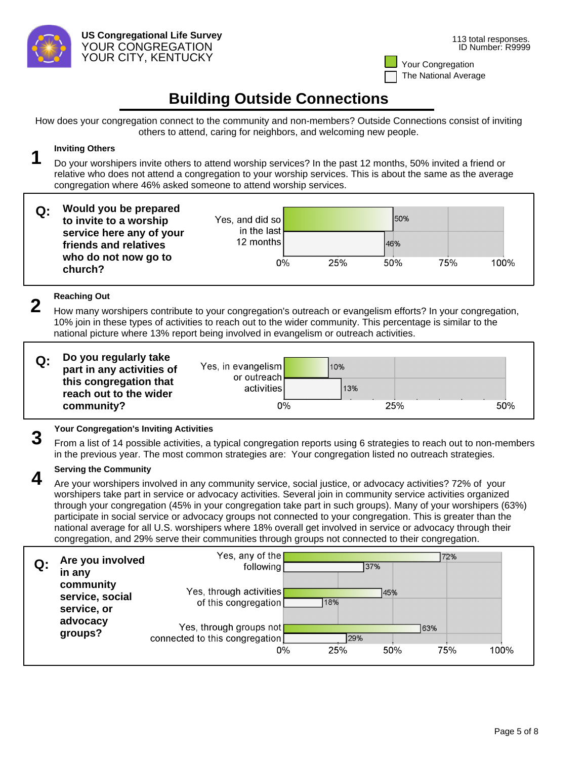US Congregational Life Survey
YOUR CONGREGATION
YOUR CITY, KENTUCKY

113 total responses.
ID Number: R9999

Your Congregation
The National Average

# Building Outside Connections

How does your congregation connect to the community and non-members? Outside Connections consist of inviting others to attend, caring for neighbors, and welcoming new people.

## 1 Inviting Others

Do your worshipers invite others to attend worship services? In the past 12 months, 50% invited a friend or relative who does not attend a congregation to your worship services. This is about the same as the average congregation where 46% asked someone to attend worship services.

**Q: Would you be prepared to invite to a worship service here any of your friends and relatives who do not now go to church?**

| Response | Your Congregation | The National Average |
|---|---|---|
| Yes, and did so in the last 12 months | 50% | 46% |

## 2 Reaching Out

How many worshipers contribute to your congregation's outreach or evangelism efforts? In your congregation, 10% join in these types of activities to reach out to the wider community. This percentage is similar to the national picture where 13% report being involved in evangelism or outreach activities.

**Q: Do you regularly take part in any activities of this congregation that reach out to the wider community?**

| Response | Your Congregation | The National Average |
|---|---|---|
| Yes, in evangelism or outreach activities | 10% | 13% |

## 3 Your Congregation's Inviting Activities

From a list of 14 possible activities, a typical congregation reports using 6 strategies to reach out to non-members in the previous year. The most common strategies are: Your congregation listed no outreach strategies.

## 4 Serving the Community

Are your worshipers involved in any community service, social justice, or advocacy activities? 72% of your worshipers take part in service or advocacy activities. Several join in community service activities organized through your congregation (45% in your congregation take part in such groups). Many of your worshipers (63%) participate in social service or advocacy groups not connected to your congregation. This is greater than the national average for all U.S. worshipers where 18% overall get involved in service or advocacy through their congregation, and 29% serve their communities through groups not connected to their congregation.

**Q: Are you involved in any community service, social service, or advocacy groups?**

| Response | Your Congregation | The National Average |
|---|---|---|
| Yes, any of the following | 72% | 37% |
| Yes, through activities of this congregation | 45% | 18% |
| Yes, through groups not connected to this congregation | 63% | 29% |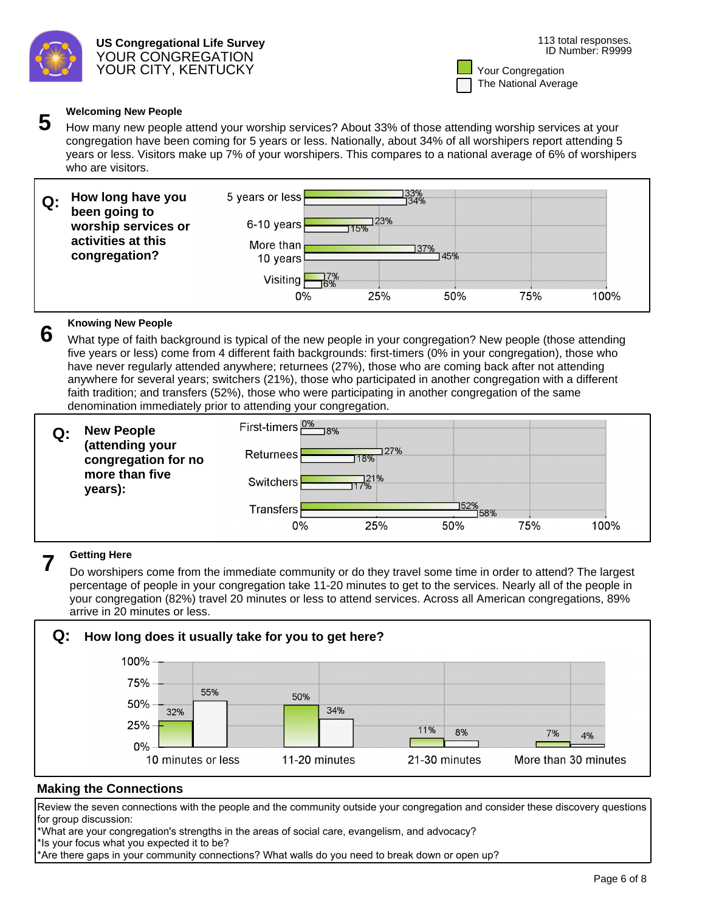**US Congregational Life Survey**
YOUR CONGREGATION
YOUR CITY, KENTUCKY

113 total responses.
ID Number: R9999

Your Congregation
The National Average

## 5 Welcoming New People

How many new people attend your worship services? About 33% of those attending worship services at your congregation have been coming for 5 years or less. Nationally, about 34% of all worshipers report attending 5 years or less. Visitors make up 7% of your worshipers. This compares to a national average of 6% of worshipers who are visitors.

**Q: How long have you been going to worship services or activities at this congregation?**

| | Your Congregation | The National Average |
|---|---|---|
| 5 years or less | 33% | 34% |
| 6-10 years | 23% | 15% |
| More than 10 years | 37% | 45% |
| Visiting | 7% | 6% |

## 6 Knowing New People

What type of faith background is typical of the new people in your congregation? New people (those attending five years or less) come from 4 different faith backgrounds: first-timers (0% in your congregation), those who have never regularly attended anywhere; returnees (27%), those who are coming back after not attending anywhere for several years; switchers (21%), those who participated in another congregation with a different faith tradition; and transfers (52%), those who were participating in another congregation of the same denomination immediately prior to attending your congregation.

**Q: New People (attending your congregation for no more than five years):**

| | Your Congregation | The National Average |
|---|---|---|
| First-timers | 0% | 8% |
| Returnees | 27% | 18% |
| Switchers | 21% | 17% |
| Transfers | 52% | 58% |

## 7 Getting Here

Do worshipers come from the immediate community or do they travel some time in order to attend? The largest percentage of people in your congregation take 11-20 minutes to get to the services. Nearly all of the people in your congregation (82%) travel 20 minutes or less to attend services. Across all American congregations, 89% arrive in 20 minutes or less.

**Q: How long does it usually take for you to get here?**

| | Your Congregation | The National Average |
|---|---|---|
| 10 minutes or less | 32% | 55% |
| 11-20 minutes | 50% | 34% |
| 21-30 minutes | 11% | 8% |
| More than 30 minutes | 7% | 4% |

### Making the Connections

Review the seven connections with the people and the community outside your congregation and consider these discovery questions for group discussion:
*What are your congregation's strengths in the areas of social care, evangelism, and advocacy?
*Is your focus what you expected it to be?
*Are there gaps in your community connections? What walls do you need to break down or open up?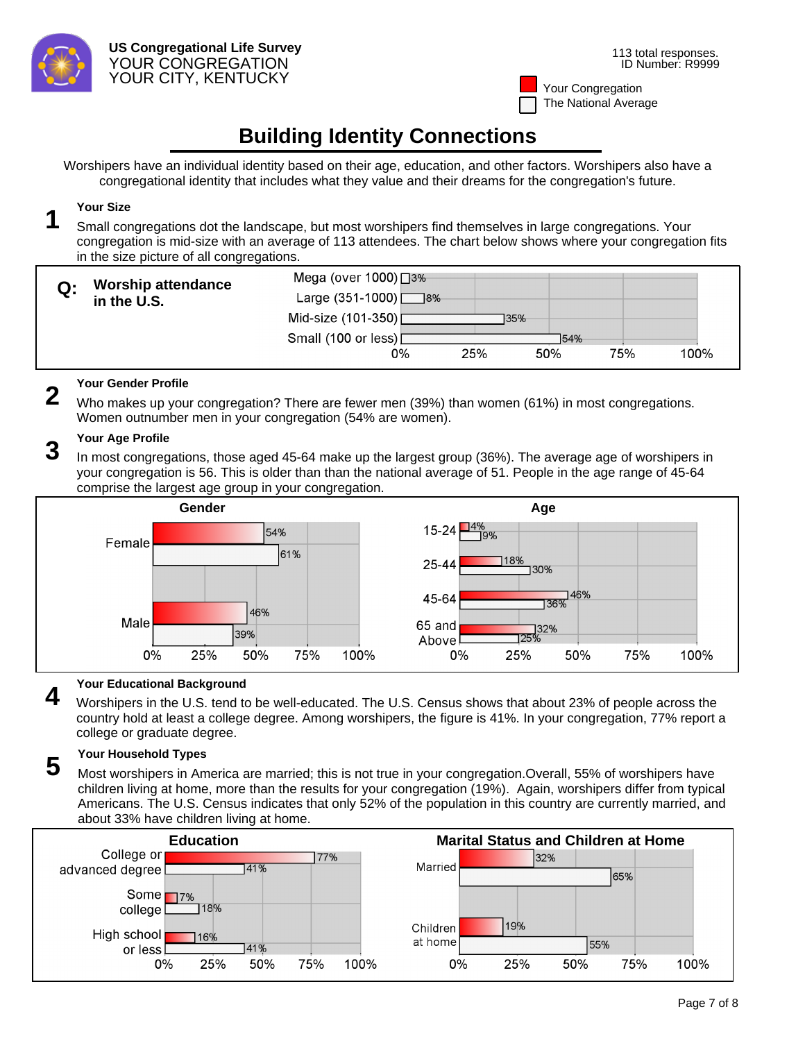US Congregational Life Survey
YOUR CONGREGATION
YOUR CITY, KENTUCKY

113 total responses.
ID Number: R9999

Your Congregation
The National Average

# Building Identity Connections

Worshipers have an individual identity based on their age, education, and other factors. Worshipers also have a congregational identity that includes what they value and their dreams for the congregation's future.

## 1 Your Size

Small congregations dot the landscape, but most worshipers find themselves in large congregations. Your congregation is mid-size with an average of 113 attendees. The chart below shows where your congregation fits in the size picture of all congregations.

**Q: Worship attendance in the U.S.**

| Size | National |
|---|---|
| Mega (over 1000) | 3% |
| Large (351-1000) | 8% |
| Mid-size (101-350) | 35% |
| Small (100 or less) | 54% |

## 2 Your Gender Profile

Who makes up your congregation? There are fewer men (39%) than women (61%) in most congregations. Women outnumber men in your congregation (54% are women).

## 3 Your Age Profile

In most congregations, those aged 45-64 make up the largest group (36%). The average age of worshipers in your congregation is 56. This is older than than the national average of 51. People in the age range of 45-64 comprise the largest age group in your congregation.

**Gender**

| | Your Congregation | The National Average |
|---|---|---|
| Female | 54% | 61% |
| Male | 46% | 39% |

**Age**

| | Your Congregation | The National Average |
|---|---|---|
| 15-24 | 4% | 9% |
| 25-44 | 18% | 30% |
| 45-64 | 46% | 36% |
| 65 and Above | 32% | 25% |

## 4 Your Educational Background

Worshipers in the U.S. tend to be well-educated. The U.S. Census shows that about 23% of people across the country hold at least a college degree. Among worshipers, the figure is 41%. In your congregation, 77% report a college or graduate degree.

## 5 Your Household Types

Most worshipers in America are married; this is not true in your congregation.Overall, 55% of worshipers have children living at home, more than the results for your congregation (19%). Again, worshipers differ from typical Americans. The U.S. Census indicates that only 52% of the population in this country are currently married, and about 33% have children living at home.

**Education**

| | Your Congregation | The National Average |
|---|---|---|
| College or advanced degree | 77% | 41% |
| Some college | 7% | 18% |
| High school or less | 16% | 41% |

**Marital Status and Children at Home**

| | Your Congregation | The National Average |
|---|---|---|
| Married | 32% | 65% |
| Children at home | 19% | 55% |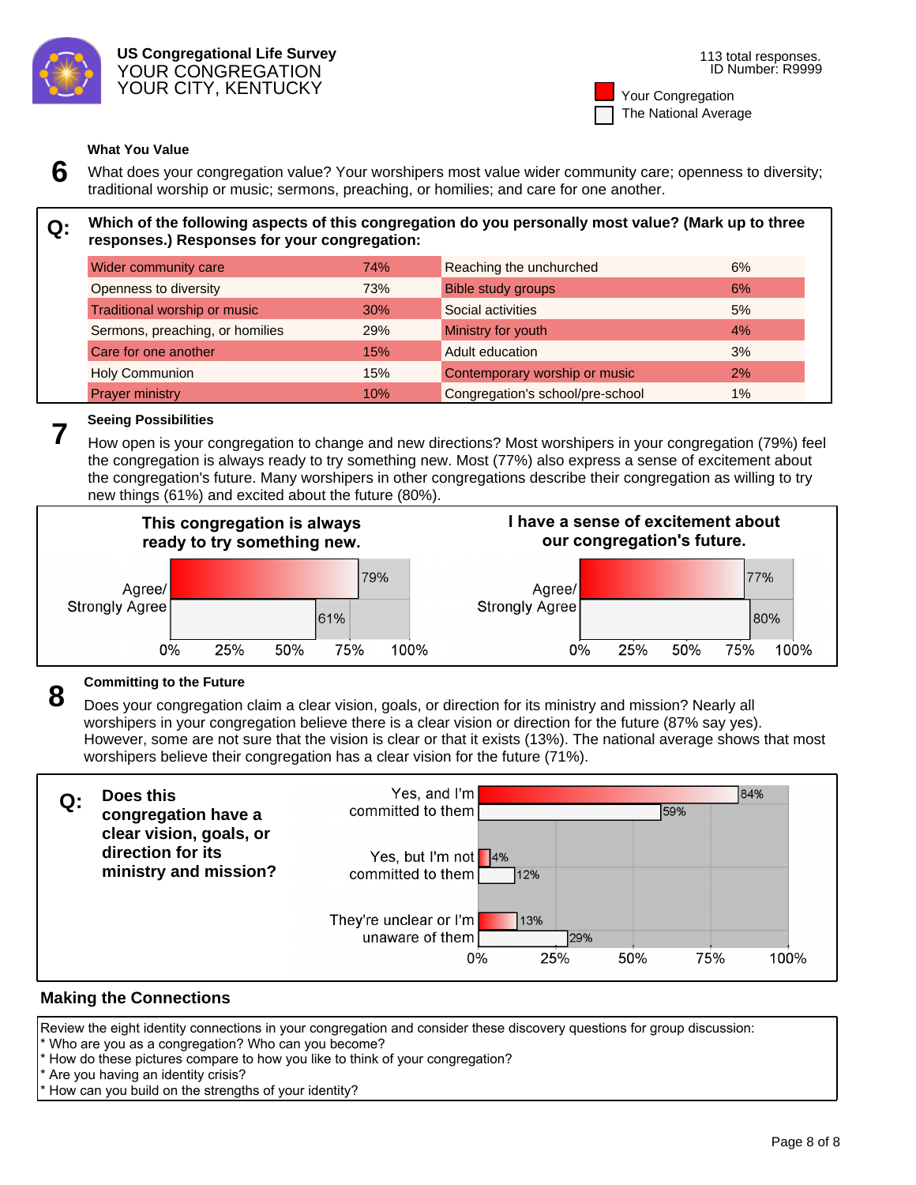**US Congregational Life Survey**
YOUR CONGREGATION
YOUR CITY, KENTUCKY

113 total responses.
ID Number: R9999

Your Congregation
The National Average

## 6 What You Value

What does your congregation value? Your worshipers most value wider community care; openness to diversity; traditional worship or music; sermons, preaching, or homilies; and care for one another.

**Q: Which of the following aspects of this congregation do you personally most value? (Mark up to three responses.) Responses for your congregation:**

| | | | |
|---|---|---|---|
| Wider community care | 74% | Reaching the unchurched | 6% |
| Openness to diversity | 73% | Bible study groups | 6% |
| Traditional worship or music | 30% | Social activities | 5% |
| Sermons, preaching, or homilies | 29% | Ministry for youth | 4% |
| Care for one another | 15% | Adult education | 3% |
| Holy Communion | 15% | Contemporary worship or music | 2% |
| Prayer ministry | 10% | Congregation's school/pre-school | 1% |

## 7 Seeing Possibilities

How open is your congregation to change and new directions? Most worshipers in your congregation (79%) feel the congregation is always ready to try something new. Most (77%) also express a sense of excitement about the congregation's future. Many worshipers in other congregations describe their congregation as willing to try new things (61%) and excited about the future (80%).

**This congregation is always ready to try something new.**

Agree/ Strongly Agree
79%
61%
0% 25% 50% 75% 100%

**I have a sense of excitement about our congregation's future.**

Agree/ Strongly Agree
77%
80%
0% 25% 50% 75% 100%

## 8 Committing to the Future

Does your congregation claim a clear vision, goals, or direction for its ministry and mission? Nearly all worshipers in your congregation believe there is a clear vision or direction for the future (87% say yes). However, some are not sure that the vision is clear or that it exists (13%). The national average shows that most worshipers believe their congregation has a clear vision for the future (71%).

**Q: Does this congregation have a clear vision, goals, or direction for its ministry and mission?**

Yes, and I'm committed to them
84%
59%

Yes, but I'm not committed to them
4%
12%

They're unclear or I'm unaware of them
13%
29%

0% 25% 50% 75% 100%

## Making the Connections

Review the eight identity connections in your congregation and consider these discovery questions for group discussion:
* Who are you as a congregation? Who can you become?
* How do these pictures compare to how you like to think of your congregation?
* Are you having an identity crisis?
* How can you build on the strengths of your identity?